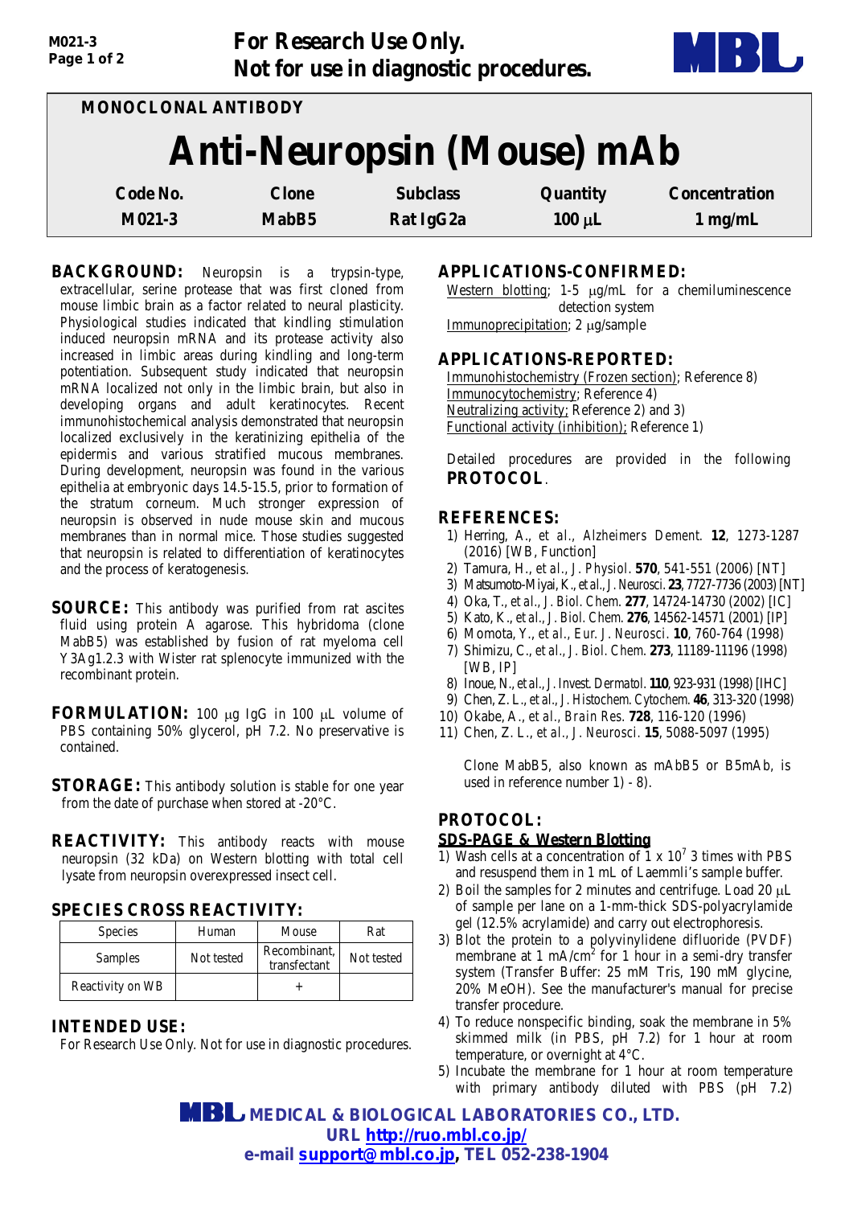For Research Use Only.
Not for use in diagnostic procedures.

MONOCLONAL ANTIBODY

# Anti-Neuropsin (Mouse) mAb

| Code No. | Clone | Subclass | Quantity | Concentration |
|---|---|---|---|---|
| M021-3 | MabB5 | Rat IgG2a | 100 µL | 1 mg/mL |

**BACKGROUND:** Neuropsin is a trypsin-type, extracellular, serine protease that was first cloned from mouse limbic brain as a factor related to neural plasticity. Physiological studies indicated that kindling stimulation induced neuropsin mRNA and its protease activity also increased in limbic areas during kindling and long-term potentiation. Subsequent study indicated that neuropsin mRNA localized not only in the limbic brain, but also in developing organs and adult keratinocytes. Recent immunohistochemical analysis demonstrated that neuropsin localized exclusively in the keratinizing epithelia of the epidermis and various stratified mucous membranes. During development, neuropsin was found in the various epithelia at embryonic days 14.5-15.5, prior to formation of the stratum corneum. Much stronger expression of neuropsin is observed in nude mouse skin and mucous membranes than in normal mice. Those studies suggested that neuropsin is related to differentiation of keratinocytes and the process of keratogenesis.

**SOURCE:** This antibody was purified from rat ascites fluid using protein A agarose. This hybridoma (clone MabB5) was established by fusion of rat myeloma cell Y3Ag1.2.3 with Wister rat splenocyte immunized with the recombinant protein.

**FORMULATION:** 100 µg IgG in 100 µL volume of PBS containing 50% glycerol, pH 7.2. No preservative is contained.

**STORAGE:** This antibody solution is stable for one year from the date of purchase when stored at -20°C.

**REACTIVITY:** This antibody reacts with mouse neuropsin (32 kDa) on Western blotting with total cell lysate from neuropsin overexpressed insect cell.

**SPECIES CROSS REACTIVITY:**

| Species | Human | Mouse | Rat |
|---|---|---|---|
| Samples | Not tested | Recombinant, transfectant | Not tested |
| Reactivity on WB | | + | |

**INTENDED USE:**
For Research Use Only. Not for use in diagnostic procedures.

**APPLICATIONS-CONFIRMED:**
Western blotting; 1-5 µg/mL for a chemiluminescence detection system
Immunoprecipitation; 2 µg/sample

**APPLICATIONS-REPORTED:**
Immunohistochemistry (Frozen section); Reference 8)
Immunocytochemistry; Reference 4)
Neutralizing activity; Reference 2) and 3)
Functional activity (inhibition); Reference 1)

Detailed procedures are provided in the following **PROTOCOL**.

**REFERENCES:**

1) Herring, A., *et al., Alzheimers Dement.* **12**, 1273-1287 (2016) [WB, Function]
2) Tamura, H., *et al., J. Physiol.* **570**, 541-551 (2006) [NT]
3) Matsumoto-Miyai, K., *et al., J. Neurosci.* **23**, 7727-7736 (2003) [NT]
4) Oka, T., *et al., J. Biol. Chem.* **277**, 14724-14730 (2002) [IC]
5) Kato, K., *et al., J. Biol. Chem.* **276**, 14562-14571 (2001) [IP]
6) Momota, Y., *et al., Eur. J. Neurosci.* **10**, 760-764 (1998)
7) Shimizu, C., *et al., J. Biol. Chem.* **273**, 11189-11196 (1998) [WB, IP]
8) Inoue, N., *et al., J. Invest. Dermatol.* **110**, 923-931 (1998) [IHC]
9) Chen, Z. L., *et al., J. Histochem. Cytochem.* **46**, 313-320 (1998)
10) Okabe, A., *et al., Brain Res.* **728**, 116-120 (1996)
11) Chen, Z. L., *et al., J. Neurosci.* **15**, 5088-5097 (1995)

Clone MabB5, also known as mAbB5 or B5mAb, is used in reference number 1) - 8).

**PROTOCOL:**

**SDS-PAGE & Western Blotting**

1) Wash cells at a concentration of $1 \times 10^7$ 3 times with PBS and resuspend them in 1 mL of Laemmli's sample buffer.
2) Boil the samples for 2 minutes and centrifuge. Load 20 µL of sample per lane on a 1-mm-thick SDS-polyacrylamide gel (12.5% acrylamide) and carry out electrophoresis.
3) Blot the protein to a polyvinylidene difluoride (PVDF) membrane at 1 mA/cm$^2$ for 1 hour in a semi-dry transfer system (Transfer Buffer: 25 mM Tris, 190 mM glycine, 20% MeOH). See the manufacturer's manual for precise transfer procedure.
4) To reduce nonspecific binding, soak the membrane in 5% skimmed milk (in PBS, pH 7.2) for 1 hour at room temperature, or overnight at 4°C.
5) Incubate the membrane for 1 hour at room temperature with primary antibody diluted with PBS (pH 7.2)

MEDICAL & BIOLOGICAL LABORATORIES CO., LTD.
URL http://ruo.mbl.co.jp/
e-mail support@mbl.co.jp, TEL 052-238-1904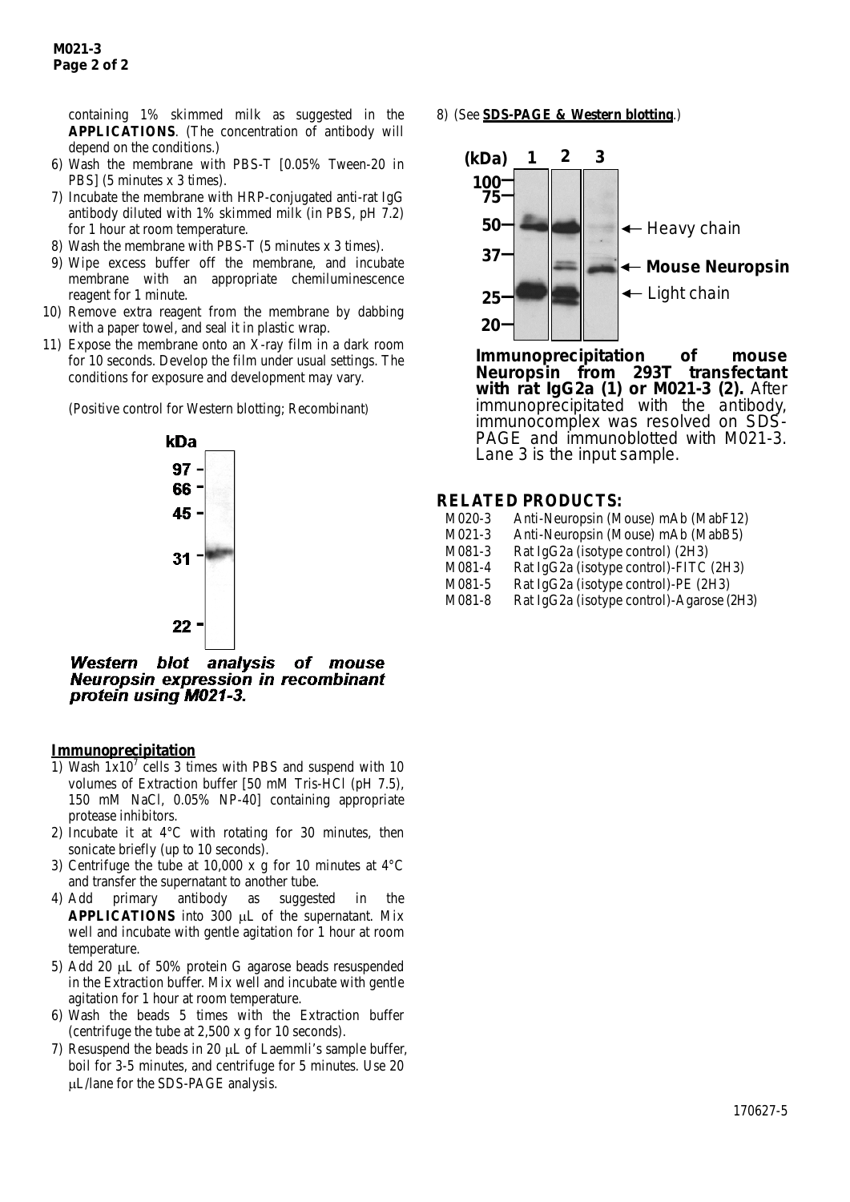containing 1% skimmed milk as suggested in the **APPLICATIONS**. (The concentration of antibody will depend on the conditions.)

6) Wash the membrane with PBS-T [0.05% Tween-20 in PBS] (5 minutes x 3 times).
7) Incubate the membrane with HRP-conjugated anti-rat IgG antibody diluted with 1% skimmed milk (in PBS, pH 7.2) for 1 hour at room temperature.
8) Wash the membrane with PBS-T (5 minutes x 3 times).
9) Wipe excess buffer off the membrane, and incubate membrane with an appropriate chemiluminescence reagent for 1 minute.
10) Remove extra reagent from the membrane by dabbing with a paper towel, and seal it in plastic wrap.
11) Expose the membrane onto an X-ray film in a dark room for 10 seconds. Develop the film under usual settings. The conditions for exposure and development may vary.

(Positive control for Western blotting; Recombinant)

kDa
97
66
45
31
22

***Western blot analysis of mouse Neuropsin expression in recombinant protein using M021-3.***

## Immunoprecipitation

1) Wash $1x10^7$ cells 3 times with PBS and suspend with 10 volumes of Extraction buffer [50 mM Tris-HCl (pH 7.5), 150 mM NaCl, 0.05% NP-40] containing appropriate protease inhibitors.
2) Incubate it at 4°C with rotating for 30 minutes, then sonicate briefly (up to 10 seconds).
3) Centrifuge the tube at 10,000 x g for 10 minutes at 4°C and transfer the supernatant to another tube.
4) Add primary antibody as suggested in the **APPLICATIONS** into 300 μL of the supernatant. Mix well and incubate with gentle agitation for 1 hour at room temperature.
5) Add 20 μL of 50% protein G agarose beads resuspended in the Extraction buffer. Mix well and incubate with gentle agitation for 1 hour at room temperature.
6) Wash the beads 5 times with the Extraction buffer (centrifuge the tube at 2,500 x g for 10 seconds).
7) Resuspend the beads in 20 μL of Laemmli's sample buffer, boil for 3-5 minutes, and centrifuge for 5 minutes. Use 20 μL/lane for the SDS-PAGE analysis.
8) (See **SDS-PAGE & Western blotting**.)

(kDa) 1 2 3
100
75
50
37
25
20
← Heavy chain
← **Mouse Neuropsin**
← Light chain

**Immunoprecipitation of mouse Neuropsin from 293T transfectant with rat IgG2a (1) or M021-3 (2).** After immunoprecipitated with the antibody, immunocomplex was resolved on SDS-PAGE and immunoblotted with M021-3. Lane 3 is the input sample.

## RELATED PRODUCTS:

| | |
|---|---|
| M020-3 | Anti-Neuropsin (Mouse) mAb (MabF12) |
| M021-3 | Anti-Neuropsin (Mouse) mAb (MabB5) |
| M081-3 | Rat IgG2a (isotype control) (2H3) |
| M081-4 | Rat IgG2a (isotype control)-FITC (2H3) |
| M081-5 | Rat IgG2a (isotype control)-PE (2H3) |
| M081-8 | Rat IgG2a (isotype control)-Agarose (2H3) |

170627-5